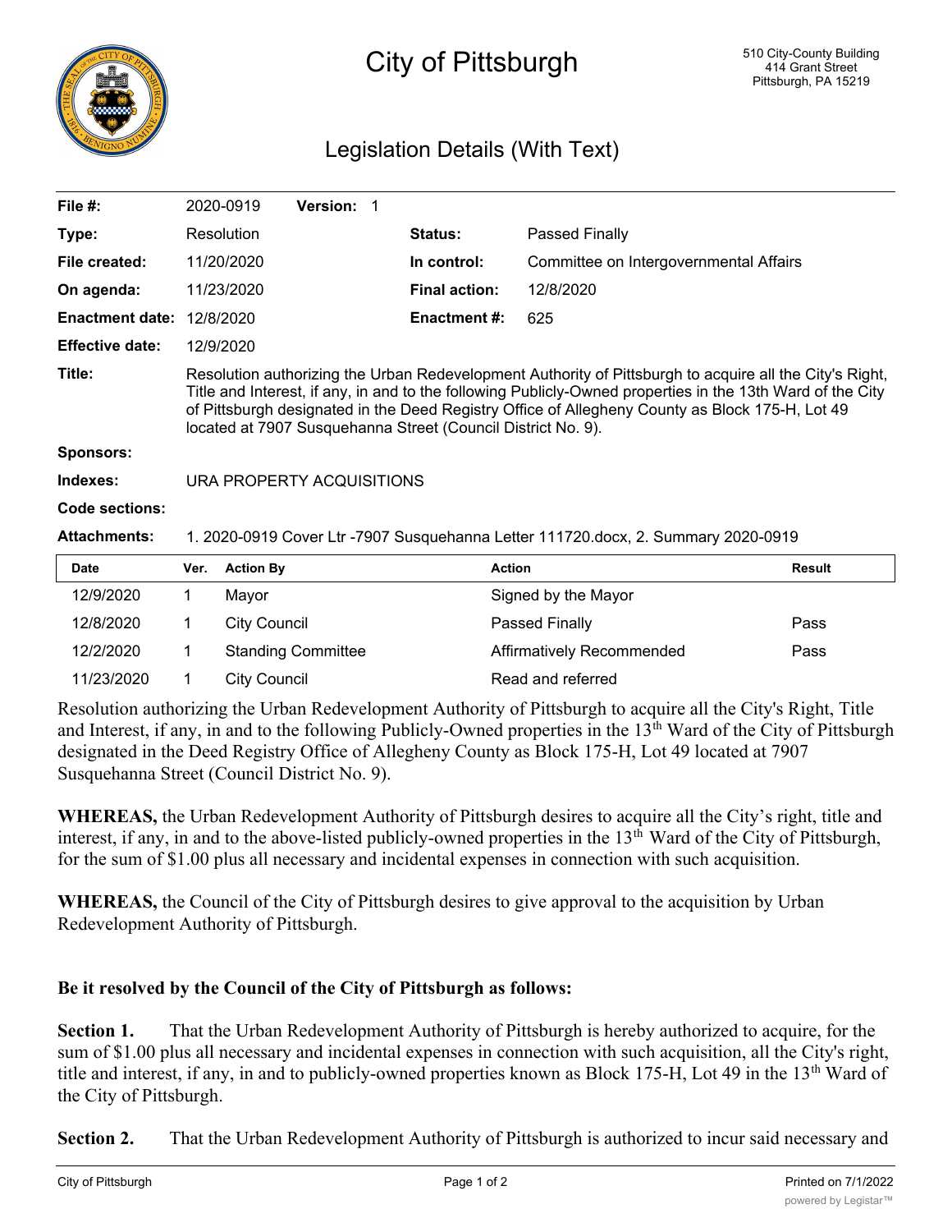# City of Pittsburgh

510 City-County Building
414 Grant Street
Pittsburgh, PA 15219

## Legislation Details (With Text)

| | | | |
|---|---|---|---|
| **File #:** | 2020-0919 **Version:** 1 | | |
| **Type:** | Resolution | **Status:** | Passed Finally |
| **File created:** | 11/20/2020 | **In control:** | Committee on Intergovernmental Affairs |
| **On agenda:** | 11/23/2020 | **Final action:** | 12/8/2020 |
| **Enactment date:** | 12/8/2020 | **Enactment #:** | 625 |
| **Effective date:** | 12/9/2020 | | |

**Title:** Resolution authorizing the Urban Redevelopment Authority of Pittsburgh to acquire all the City's Right, Title and Interest, if any, in and to the following Publicly-Owned properties in the 13th Ward of the City of Pittsburgh designated in the Deed Registry Office of Allegheny County as Block 175-H, Lot 49 located at 7907 Susquehanna Street (Council District No. 9).

**Sponsors:**

**Indexes:** URA PROPERTY ACQUISITIONS

**Code sections:**

**Attachments:** 1. 2020-0919 Cover Ltr -7907 Susquehanna Letter 111720.docx, 2. Summary 2020-0919

| Date | Ver. | Action By | Action | Result |
|---|---|---|---|---|
| 12/9/2020 | 1 | Mayor | Signed by the Mayor | |
| 12/8/2020 | 1 | City Council | Passed Finally | Pass |
| 12/2/2020 | 1 | Standing Committee | Affirmatively Recommended | Pass |
| 11/23/2020 | 1 | City Council | Read and referred | |

Resolution authorizing the Urban Redevelopment Authority of Pittsburgh to acquire all the City's Right, Title and Interest, if any, in and to the following Publicly-Owned properties in the 13th Ward of the City of Pittsburgh designated in the Deed Registry Office of Allegheny County as Block 175-H, Lot 49 located at 7907 Susquehanna Street (Council District No. 9).

**WHEREAS,** the Urban Redevelopment Authority of Pittsburgh desires to acquire all the City's right, title and interest, if any, in and to the above-listed publicly-owned properties in the 13th Ward of the City of Pittsburgh, for the sum of $1.00 plus all necessary and incidental expenses in connection with such acquisition.

**WHEREAS,** the Council of the City of Pittsburgh desires to give approval to the acquisition by Urban Redevelopment Authority of Pittsburgh.

**Be it resolved by the Council of the City of Pittsburgh as follows:**

**Section 1.** That the Urban Redevelopment Authority of Pittsburgh is hereby authorized to acquire, for the sum of $1.00 plus all necessary and incidental expenses in connection with such acquisition, all the City's right, title and interest, if any, in and to publicly-owned properties known as Block 175-H, Lot 49 in the 13th Ward of the City of Pittsburgh.

**Section 2.** That the Urban Redevelopment Authority of Pittsburgh is authorized to incur said necessary and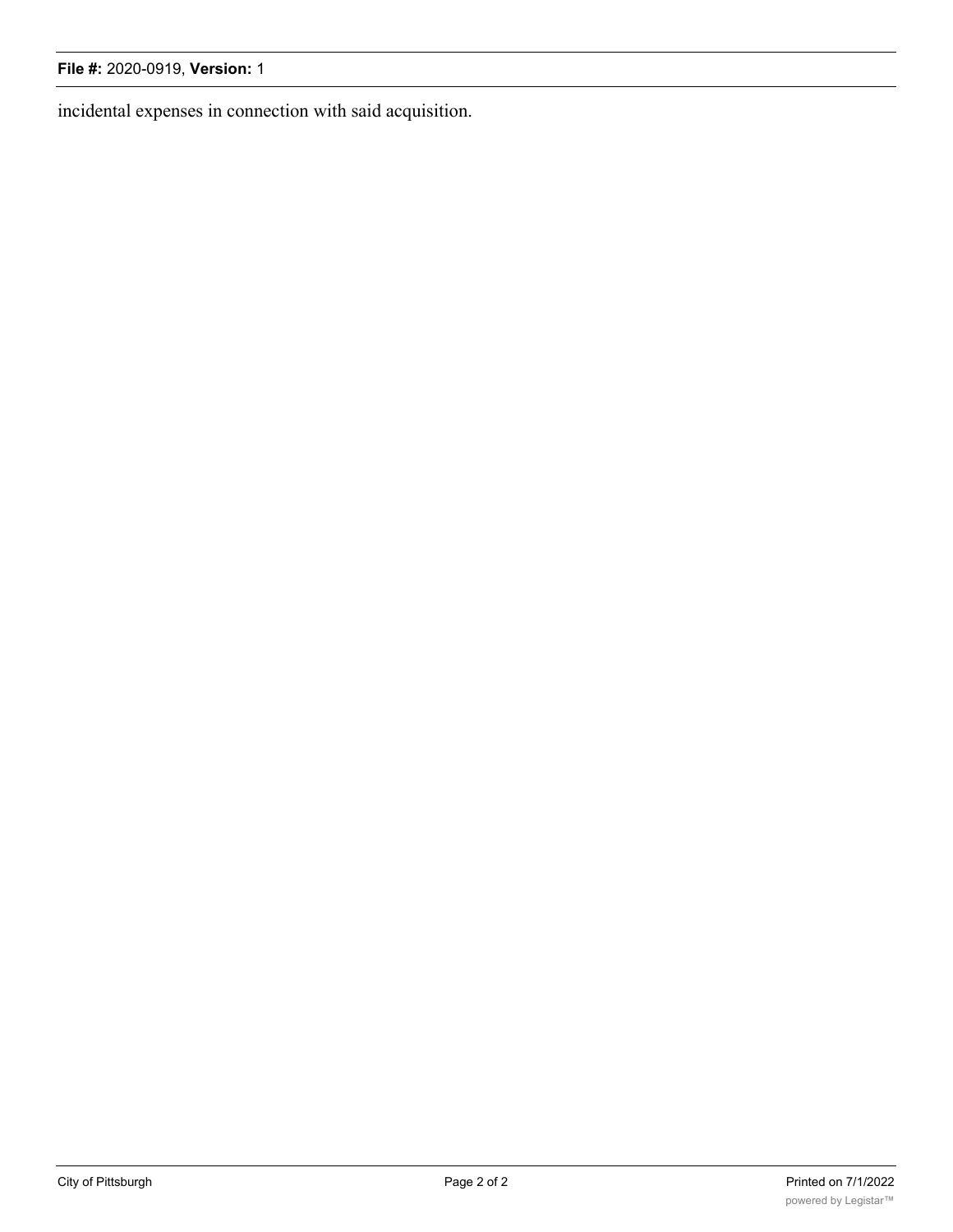incidental expenses in connection with said acquisition.